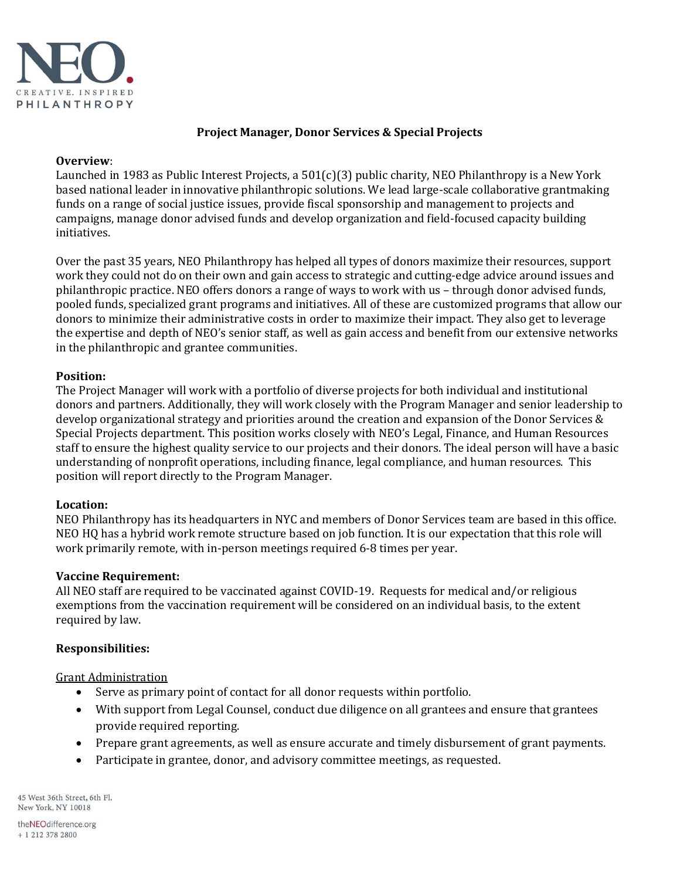NEO.

CREATIVE. INSPIRED

PHILANTHROPY

**Project Manager, Donor Services & Special Projects**

**Overview**:
Launched in 1983 as Public Interest Projects, a 501(c)(3) public charity, NEO Philanthropy is a New York based national leader in innovative philanthropic solutions. We lead large-scale collaborative grantmaking funds on a range of social justice issues, provide fiscal sponsorship and management to projects and campaigns, manage donor advised funds and develop organization and field-focused capacity building initiatives.

Over the past 35 years, NEO Philanthropy has helped all types of donors maximize their resources, support work they could not do on their own and gain access to strategic and cutting-edge advice around issues and philanthropic practice. NEO offers donors a range of ways to work with us – through donor advised funds, pooled funds, specialized grant programs and initiatives. All of these are customized programs that allow our donors to minimize their administrative costs in order to maximize their impact. They also get to leverage the expertise and depth of NEO's senior staff, as well as gain access and benefit from our extensive networks in the philanthropic and grantee communities.

**Position:**
The Project Manager will work with a portfolio of diverse projects for both individual and institutional donors and partners. Additionally, they will work closely with the Program Manager and senior leadership to develop organizational strategy and priorities around the creation and expansion of the Donor Services & Special Projects department. This position works closely with NEO's Legal, Finance, and Human Resources staff to ensure the highest quality service to our projects and their donors. The ideal person will have a basic understanding of nonprofit operations, including finance, legal compliance, and human resources. This position will report directly to the Program Manager.

**Location:**
NEO Philanthropy has its headquarters in NYC and members of Donor Services team are based in this office. NEO HQ has a hybrid work remote structure based on job function. It is our expectation that this role will work primarily remote, with in-person meetings required 6-8 times per year.

**Vaccine Requirement:**
All NEO staff are required to be vaccinated against COVID-19. Requests for medical and/or religious exemptions from the vaccination requirement will be considered on an individual basis, to the extent required by law.

**Responsibilities:**

Grant Administration

- Serve as primary point of contact for all donor requests within portfolio.
- With support from Legal Counsel, conduct due diligence on all grantees and ensure that grantees provide required reporting.
- Prepare grant agreements, as well as ensure accurate and timely disbursement of grant payments.
- Participate in grantee, donor, and advisory committee meetings, as requested.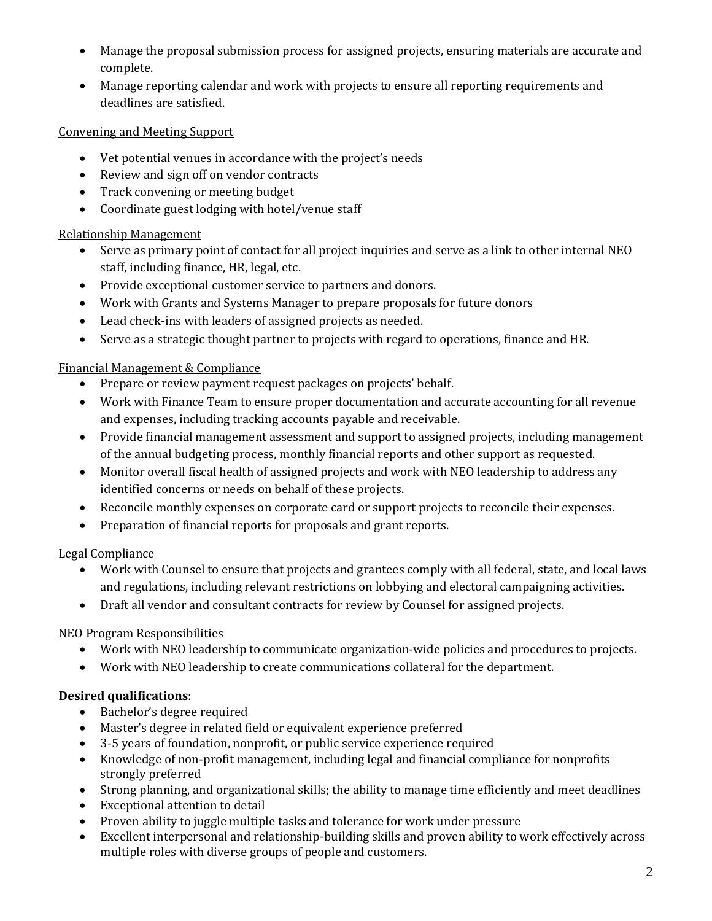- Manage the proposal submission process for assigned projects, ensuring materials are accurate and complete.
- Manage reporting calendar and work with projects to ensure all reporting requirements and deadlines are satisfied.

<u>Convening and Meeting Support</u>

- Vet potential venues in accordance with the project's needs
- Review and sign off on vendor contracts
- Track convening or meeting budget
- Coordinate guest lodging with hotel/venue staff

<u>Relationship Management</u>

- Serve as primary point of contact for all project inquiries and serve as a link to other internal NEO staff, including finance, HR, legal, etc.
- Provide exceptional customer service to partners and donors.
- Work with Grants and Systems Manager to prepare proposals for future donors
- Lead check-ins with leaders of assigned projects as needed.
- Serve as a strategic thought partner to projects with regard to operations, finance and HR.

<u>Financial Management & Compliance</u>

- Prepare or review payment request packages on projects' behalf.
- Work with Finance Team to ensure proper documentation and accurate accounting for all revenue and expenses, including tracking accounts payable and receivable.
- Provide financial management assessment and support to assigned projects, including management of the annual budgeting process, monthly financial reports and other support as requested.
- Monitor overall fiscal health of assigned projects and work with NEO leadership to address any identified concerns or needs on behalf of these projects.
- Reconcile monthly expenses on corporate card or support projects to reconcile their expenses.
- Preparation of financial reports for proposals and grant reports.

<u>Legal Compliance</u>

- Work with Counsel to ensure that projects and grantees comply with all federal, state, and local laws and regulations, including relevant restrictions on lobbying and electoral campaigning activities.
- Draft all vendor and consultant contracts for review by Counsel for assigned projects.

<u>NEO Program Responsibilities</u>

- Work with NEO leadership to communicate organization-wide policies and procedures to projects.
- Work with NEO leadership to create communications collateral for the department.

**Desired qualifications**:

- Bachelor's degree required
- Master's degree in related field or equivalent experience preferred
- 3-5 years of foundation, nonprofit, or public service experience required
- Knowledge of non-profit management, including legal and financial compliance for nonprofits strongly preferred
- Strong planning, and organizational skills; the ability to manage time efficiently and meet deadlines
- Exceptional attention to detail
- Proven ability to juggle multiple tasks and tolerance for work under pressure
- Excellent interpersonal and relationship-building skills and proven ability to work effectively across multiple roles with diverse groups of people and customers.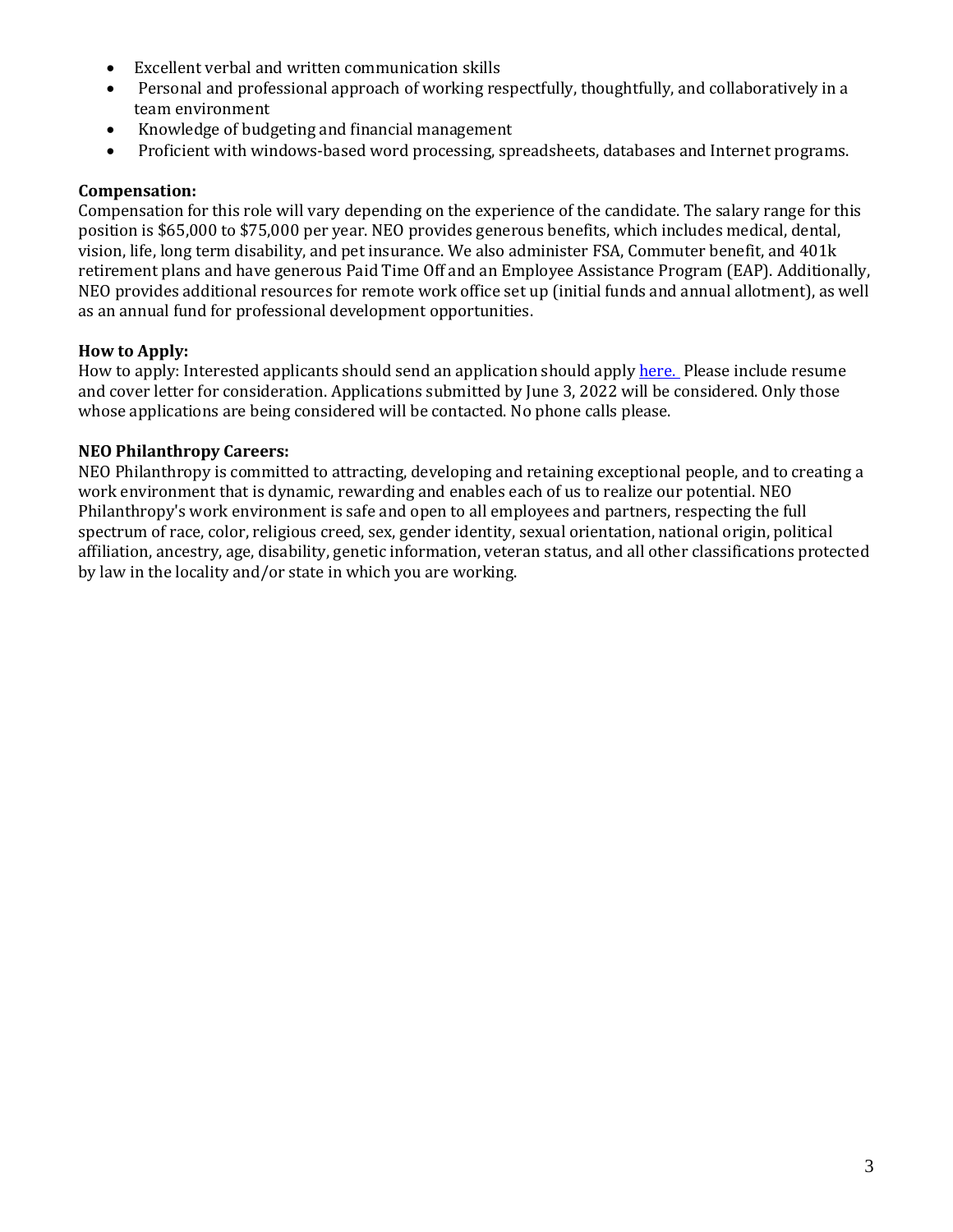- Excellent verbal and written communication skills
- Personal and professional approach of working respectfully, thoughtfully, and collaboratively in a team environment
- Knowledge of budgeting and financial management
- Proficient with windows-based word processing, spreadsheets, databases and Internet programs.

**Compensation:**
Compensation for this role will vary depending on the experience of the candidate. The salary range for this position is $65,000 to $75,000 per year. NEO provides generous benefits, which includes medical, dental, vision, life, long term disability, and pet insurance. We also administer FSA, Commuter benefit, and 401k retirement plans and have generous Paid Time Off and an Employee Assistance Program (EAP). Additionally, NEO provides additional resources for remote work office set up (initial funds and annual allotment), as well as an annual fund for professional development opportunities.

**How to Apply:**
How to apply: Interested applicants should send an application should apply here. Please include resume and cover letter for consideration. Applications submitted by June 3, 2022 will be considered. Only those whose applications are being considered will be contacted. No phone calls please.

**NEO Philanthropy Careers:**
NEO Philanthropy is committed to attracting, developing and retaining exceptional people, and to creating a work environment that is dynamic, rewarding and enables each of us to realize our potential. NEO Philanthropy's work environment is safe and open to all employees and partners, respecting the full spectrum of race, color, religious creed, sex, gender identity, sexual orientation, national origin, political affiliation, ancestry, age, disability, genetic information, veteran status, and all other classifications protected by law in the locality and/or state in which you are working.